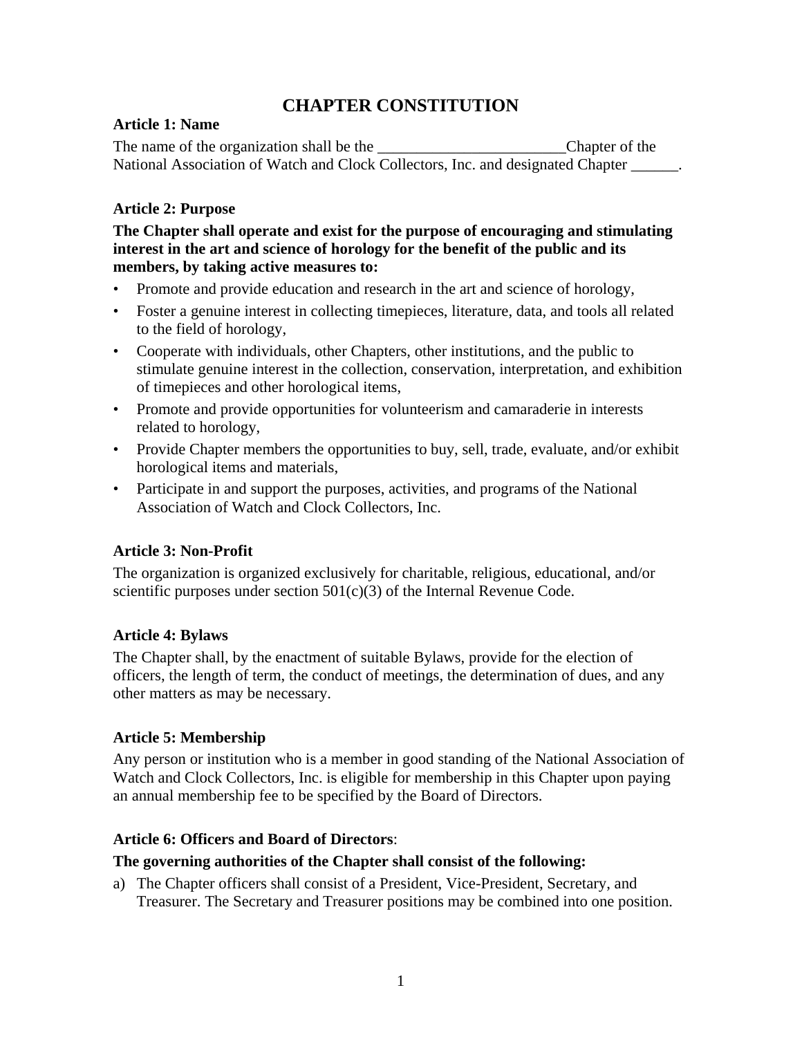# CHAPTER CONSTITUTION

**Article 1: Name**

The name of the organization shall be the ________________________Chapter of the National Association of Watch and Clock Collectors, Inc. and designated Chapter ______.

**Article 2: Purpose**

**The Chapter shall operate and exist for the purpose of encouraging and stimulating interest in the art and science of horology for the benefit of the public and its members, by taking active measures to:**

- Promote and provide education and research in the art and science of horology,
- Foster a genuine interest in collecting timepieces, literature, data, and tools all related to the field of horology,
- Cooperate with individuals, other Chapters, other institutions, and the public to stimulate genuine interest in the collection, conservation, interpretation, and exhibition of timepieces and other horological items,
- Promote and provide opportunities for volunteerism and camaraderie in interests related to horology,
- Provide Chapter members the opportunities to buy, sell, trade, evaluate, and/or exhibit horological items and materials,
- Participate in and support the purposes, activities, and programs of the National Association of Watch and Clock Collectors, Inc.

**Article 3: Non-Profit**

The organization is organized exclusively for charitable, religious, educational, and/or scientific purposes under section 501(c)(3) of the Internal Revenue Code.

**Article 4: Bylaws**

The Chapter shall, by the enactment of suitable Bylaws, provide for the election of officers, the length of term, the conduct of meetings, the determination of dues, and any other matters as may be necessary.

**Article 5: Membership**

Any person or institution who is a member in good standing of the National Association of Watch and Clock Collectors, Inc. is eligible for membership in this Chapter upon paying an annual membership fee to be specified by the Board of Directors.

**Article 6: Officers and Board of Directors**:

**The governing authorities of the Chapter shall consist of the following:**

a) The Chapter officers shall consist of a President, Vice-President, Secretary, and Treasurer. The Secretary and Treasurer positions may be combined into one position.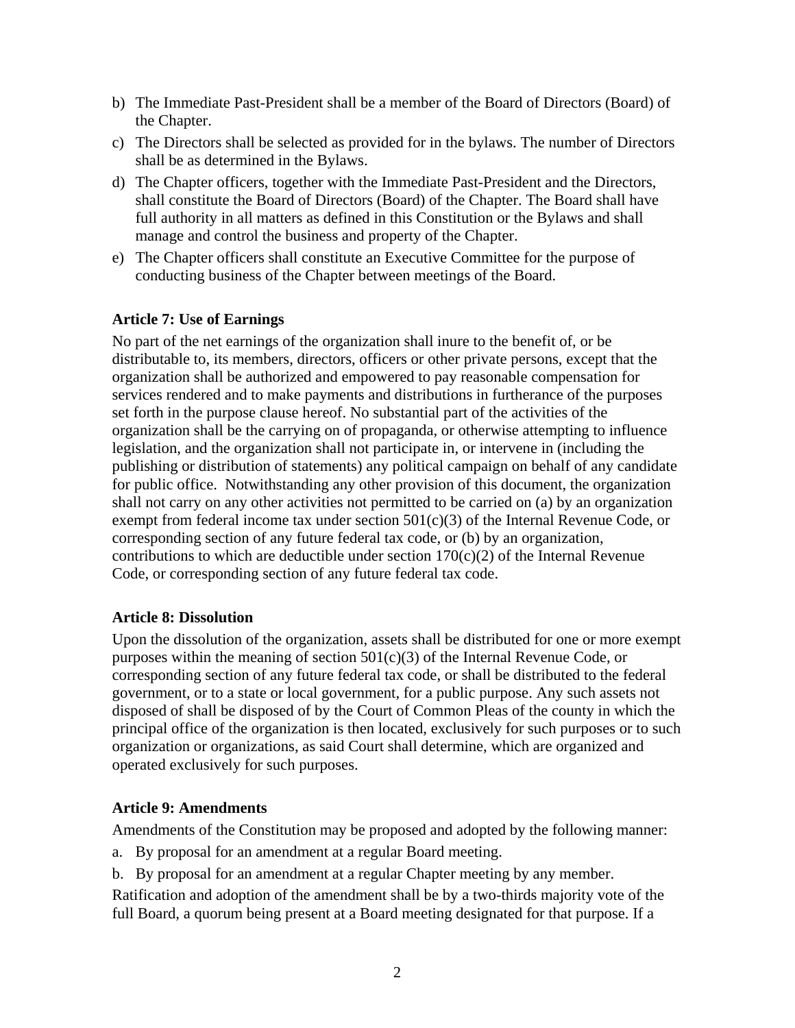b) The Immediate Past-President shall be a member of the Board of Directors (Board) of the Chapter.

c) The Directors shall be selected as provided for in the bylaws. The number of Directors shall be as determined in the Bylaws.

d) The Chapter officers, together with the Immediate Past-President and the Directors, shall constitute the Board of Directors (Board) of the Chapter. The Board shall have full authority in all matters as defined in this Constitution or the Bylaws and shall manage and control the business and property of the Chapter.

e) The Chapter officers shall constitute an Executive Committee for the purpose of conducting business of the Chapter between meetings of the Board.

**Article 7: Use of Earnings**

No part of the net earnings of the organization shall inure to the benefit of, or be distributable to, its members, directors, officers or other private persons, except that the organization shall be authorized and empowered to pay reasonable compensation for services rendered and to make payments and distributions in furtherance of the purposes set forth in the purpose clause hereof. No substantial part of the activities of the organization shall be the carrying on of propaganda, or otherwise attempting to influence legislation, and the organization shall not participate in, or intervene in (including the publishing or distribution of statements) any political campaign on behalf of any candidate for public office. Notwithstanding any other provision of this document, the organization shall not carry on any other activities not permitted to be carried on (a) by an organization exempt from federal income tax under section 501(c)(3) of the Internal Revenue Code, or corresponding section of any future federal tax code, or (b) by an organization, contributions to which are deductible under section 170(c)(2) of the Internal Revenue Code, or corresponding section of any future federal tax code.

**Article 8: Dissolution**

Upon the dissolution of the organization, assets shall be distributed for one or more exempt purposes within the meaning of section 501(c)(3) of the Internal Revenue Code, or corresponding section of any future federal tax code, or shall be distributed to the federal government, or to a state or local government, for a public purpose. Any such assets not disposed of shall be disposed of by the Court of Common Pleas of the county in which the principal office of the organization is then located, exclusively for such purposes or to such organization or organizations, as said Court shall determine, which are organized and operated exclusively for such purposes.

**Article 9: Amendments**

Amendments of the Constitution may be proposed and adopted by the following manner:

a. By proposal for an amendment at a regular Board meeting.

b. By proposal for an amendment at a regular Chapter meeting by any member.

Ratification and adoption of the amendment shall be by a two-thirds majority vote of the full Board, a quorum being present at a Board meeting designated for that purpose. If a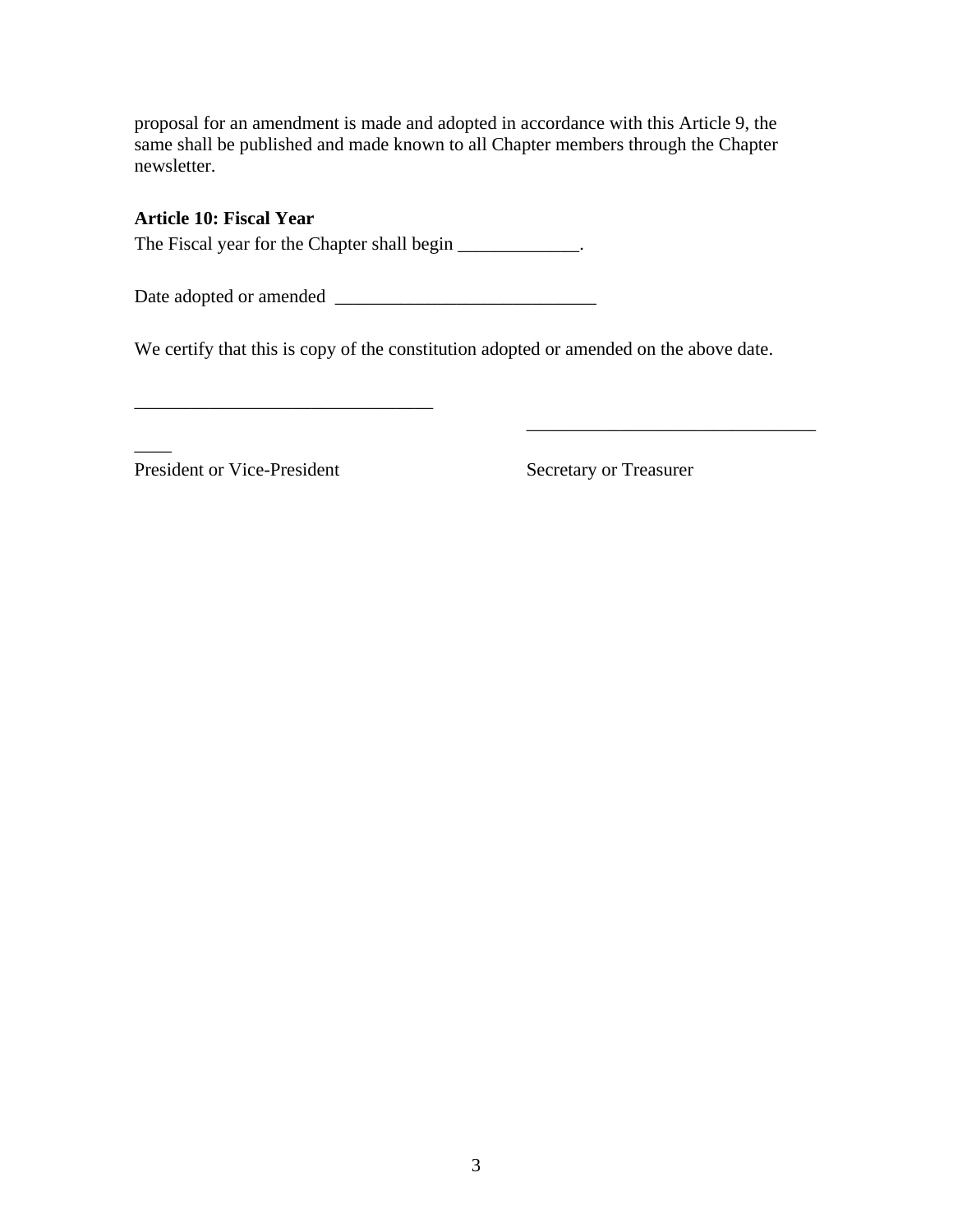proposal for an amendment is made and adopted in accordance with this Article 9, the same shall be published and made known to all Chapter members through the Chapter newsletter.

**Article 10: Fiscal Year**

The Fiscal year for the Chapter shall begin _____________.

Date adopted or amended ____________________________

We certify that this is copy of the constitution adopted or amended on the above date.

________________________________ ________________________________

President or Vice-President Secretary or Treasurer